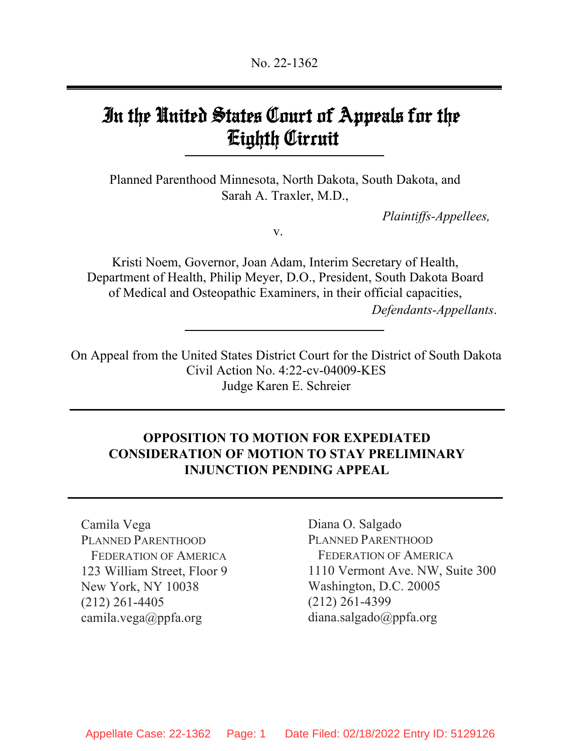No. 22-1362

# In the United States Court of Appeals for the Eighth Circuit

Planned Parenthood Minnesota, North Dakota, South Dakota, and Sarah A. Traxler, M.D.,

*Plaintiffs-Appellees,*

v.

Kristi Noem, Governor, Joan Adam, Interim Secretary of Health, Department of Health, Philip Meyer, D.O., President, South Dakota Board of Medical and Osteopathic Examiners, in their official capacities,

*Defendants-Appellants.*

On Appeal from the United States District Court for the District of South Dakota
Civil Action No. 4:22-cv-04009-KES
Judge Karen E. Schreier

**OPPOSITION TO MOTION FOR EXPEDIATED CONSIDERATION OF MOTION TO STAY PRELIMINARY INJUNCTION PENDING APPEAL**

Camila Vega
PLANNED PARENTHOOD FEDERATION OF AMERICA
123 William Street, Floor 9
New York, NY 10038
(212) 261-4405
camila.vega@ppfa.org

Diana O. Salgado
PLANNED PARENTHOOD FEDERATION OF AMERICA
1110 Vermont Ave. NW, Suite 300
Washington, D.C. 20005
(212) 261-4399
diana.salgado@ppfa.org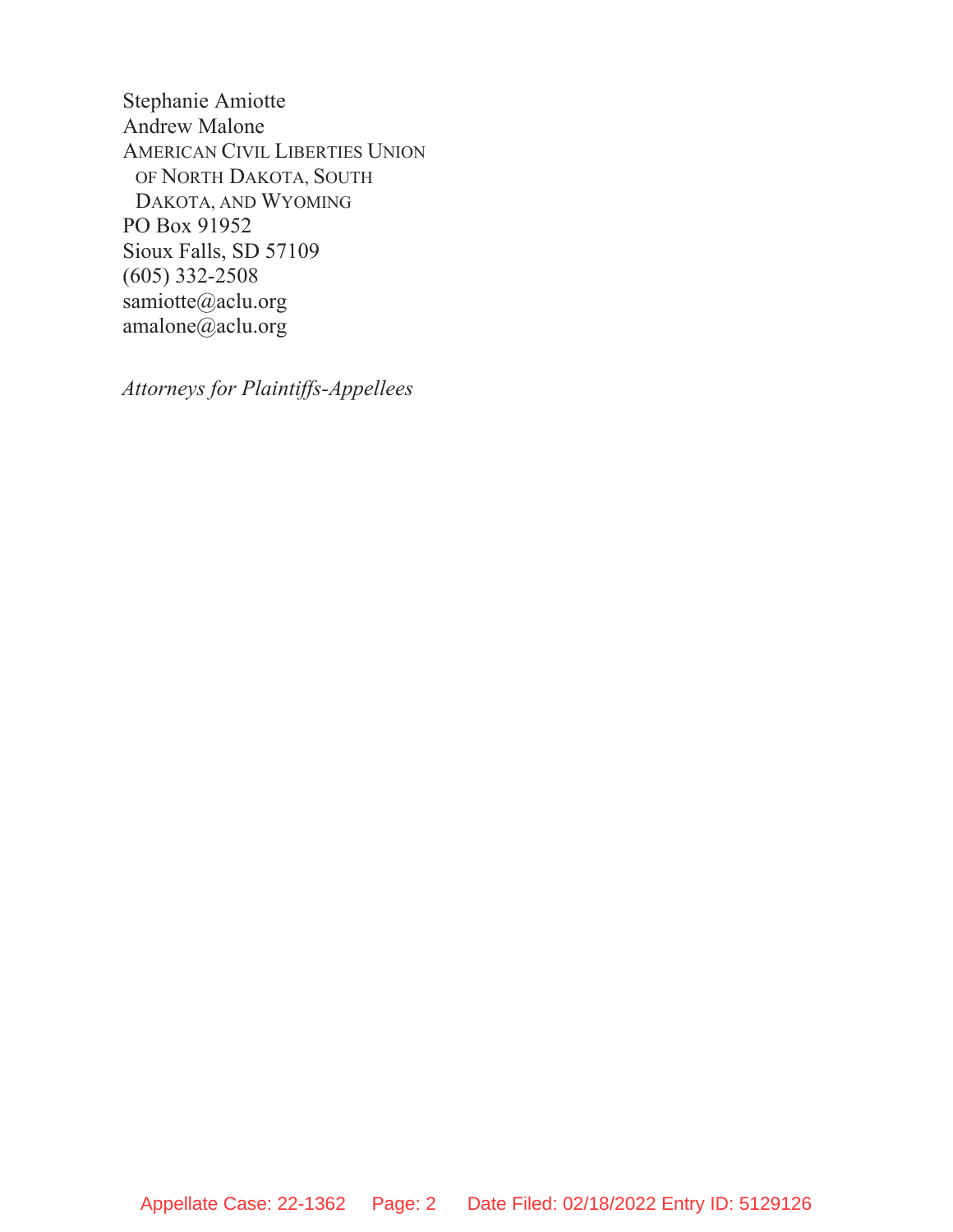Stephanie Amiotte
Andrew Malone
AMERICAN CIVIL LIBERTIES UNION
OF NORTH DAKOTA, SOUTH
DAKOTA, AND WYOMING
PO Box 91952
Sioux Falls, SD 57109
(605) 332-2508
samiotte@aclu.org
amalone@aclu.org

*Attorneys for Plaintiffs-Appellees*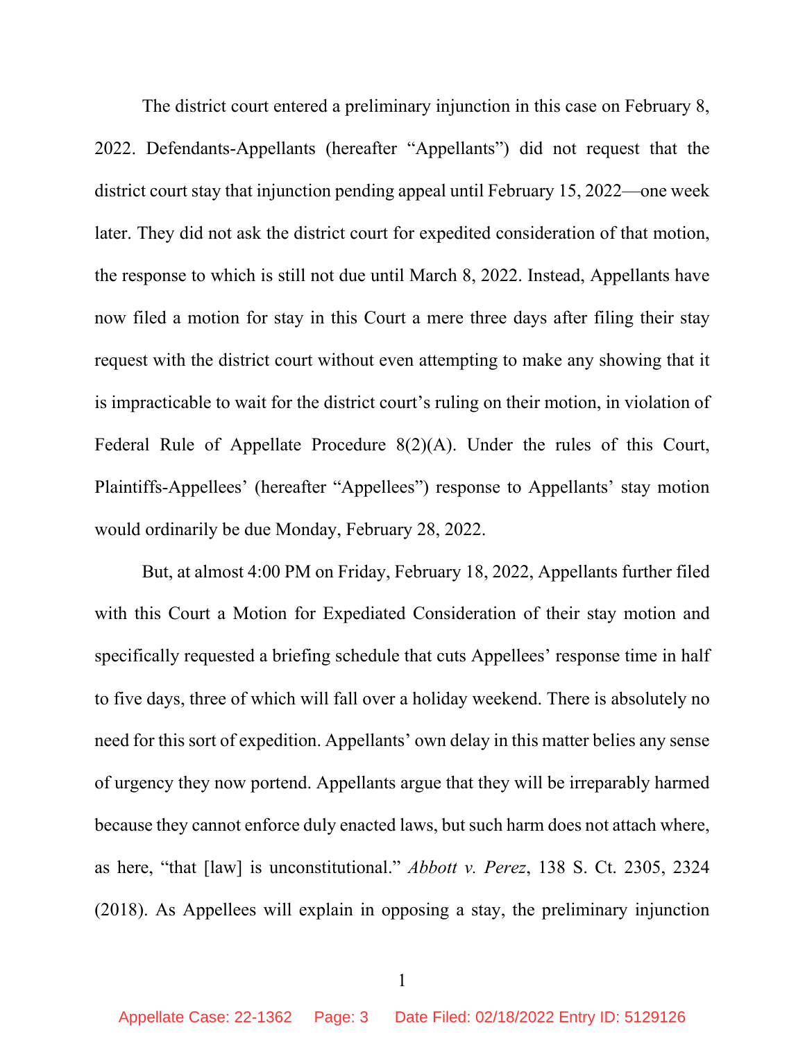The district court entered a preliminary injunction in this case on February 8, 2022. Defendants-Appellants (hereafter "Appellants") did not request that the district court stay that injunction pending appeal until February 15, 2022—one week later. They did not ask the district court for expedited consideration of that motion, the response to which is still not due until March 8, 2022. Instead, Appellants have now filed a motion for stay in this Court a mere three days after filing their stay request with the district court without even attempting to make any showing that it is impracticable to wait for the district court's ruling on their motion, in violation of Federal Rule of Appellate Procedure 8(2)(A). Under the rules of this Court, Plaintiffs-Appellees' (hereafter "Appellees") response to Appellants' stay motion would ordinarily be due Monday, February 28, 2022.

But, at almost 4:00 PM on Friday, February 18, 2022, Appellants further filed with this Court a Motion for Expediated Consideration of their stay motion and specifically requested a briefing schedule that cuts Appellees' response time in half to five days, three of which will fall over a holiday weekend. There is absolutely no need for this sort of expedition. Appellants' own delay in this matter belies any sense of urgency they now portend. Appellants argue that they will be irreparably harmed because they cannot enforce duly enacted laws, but such harm does not attach where, as here, "that [law] is unconstitutional." *Abbott v. Perez*, 138 S. Ct. 2305, 2324 (2018). As Appellees will explain in opposing a stay, the preliminary injunction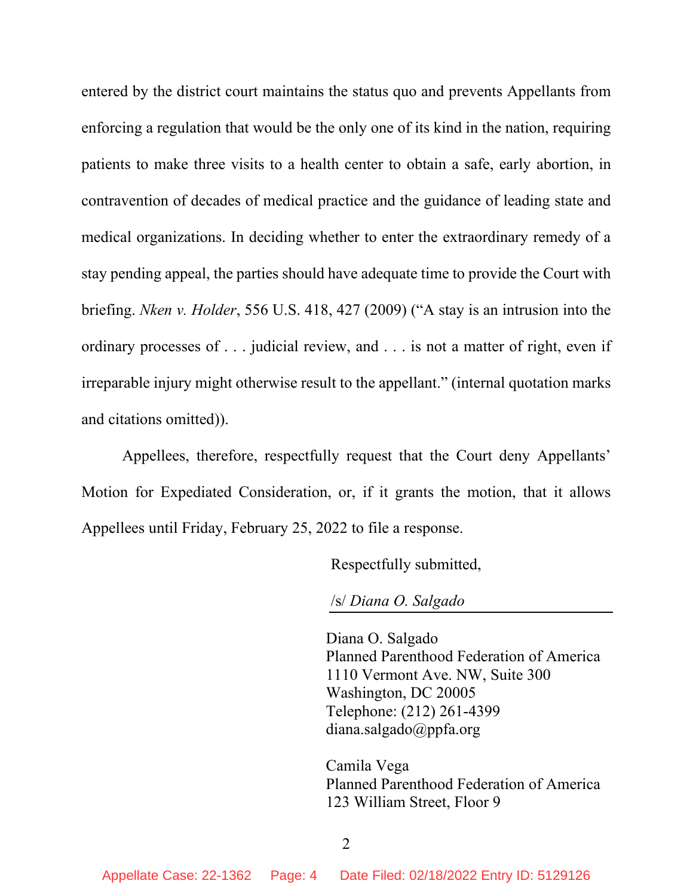entered by the district court maintains the status quo and prevents Appellants from enforcing a regulation that would be the only one of its kind in the nation, requiring patients to make three visits to a health center to obtain a safe, early abortion, in contravention of decades of medical practice and the guidance of leading state and medical organizations. In deciding whether to enter the extraordinary remedy of a stay pending appeal, the parties should have adequate time to provide the Court with briefing. *Nken v. Holder*, 556 U.S. 418, 427 (2009) ("A stay is an intrusion into the ordinary processes of . . . judicial review, and . . . is not a matter of right, even if irreparable injury might otherwise result to the appellant." (internal quotation marks and citations omitted)).

Appellees, therefore, respectfully request that the Court deny Appellants' Motion for Expedited Consideration, or, if it grants the motion, that it allows Appellees until Friday, February 25, 2022 to file a response.

Respectfully submitted,

/s/ *Diana O. Salgado*

Diana O. Salgado
Planned Parenthood Federation of America
1110 Vermont Ave. NW, Suite 300
Washington, DC 20005
Telephone: (212) 261-4399
diana.salgado@ppfa.org

Camila Vega
Planned Parenthood Federation of America
123 William Street, Floor 9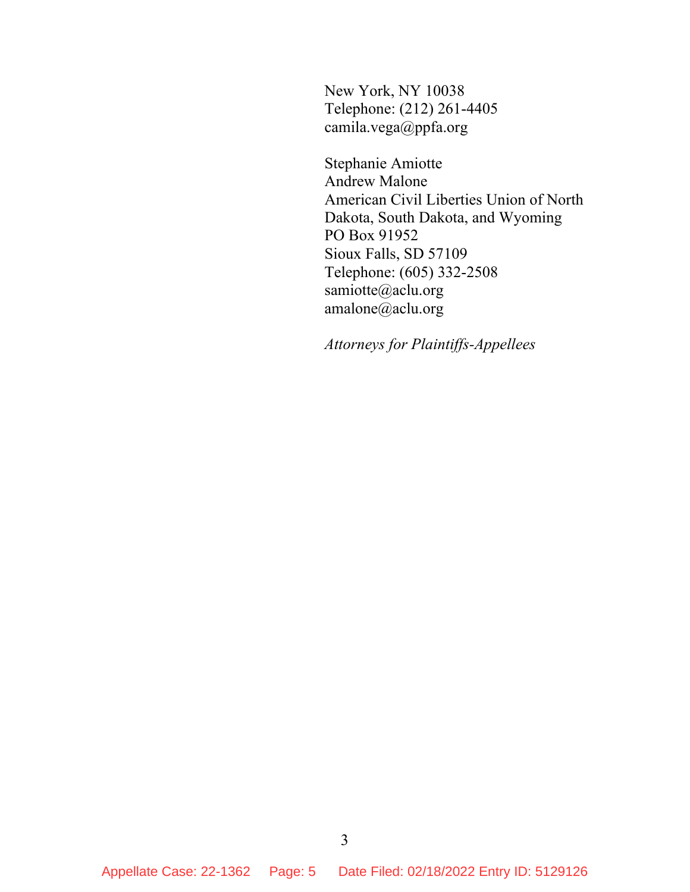New York, NY 10038
Telephone: (212) 261-4405
camila.vega@ppfa.org

Stephanie Amiotte
Andrew Malone
American Civil Liberties Union of North Dakota, South Dakota, and Wyoming
PO Box 91952
Sioux Falls, SD 57109
Telephone: (605) 332-2508
samiotte@aclu.org
amalone@aclu.org

*Attorneys for Plaintiffs-Appellees*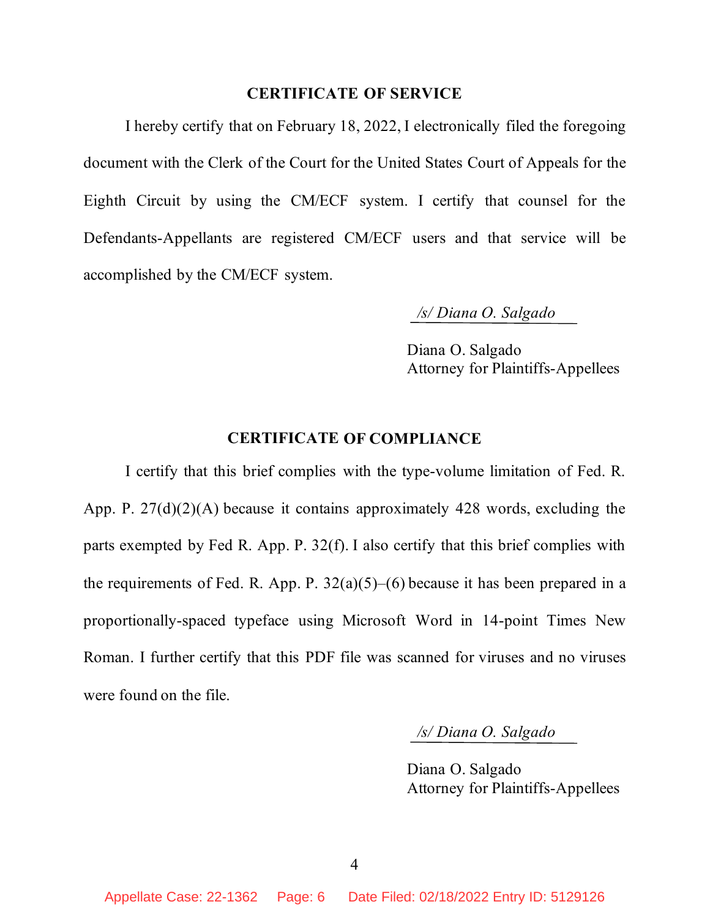## CERTIFICATE OF SERVICE

I hereby certify that on February 18, 2022, I electronically filed the foregoing document with the Clerk of the Court for the United States Court of Appeals for the Eighth Circuit by using the CM/ECF system. I certify that counsel for the Defendants-Appellants are registered CM/ECF users and that service will be accomplished by the CM/ECF system.

*/s/ Diana O. Salgado*

Diana O. Salgado
Attorney for Plaintiffs-Appellees

## CERTIFICATE OF COMPLIANCE

I certify that this brief complies with the type-volume limitation of Fed. R. App. P. 27(d)(2)(A) because it contains approximately 428 words, excluding the parts exempted by Fed R. App. P. 32(f). I also certify that this brief complies with the requirements of Fed. R. App. P. 32(a)(5)–(6) because it has been prepared in a proportionally-spaced typeface using Microsoft Word in 14-point Times New Roman. I further certify that this PDF file was scanned for viruses and no viruses were found on the file.

*/s/ Diana O. Salgado*

Diana O. Salgado
Attorney for Plaintiffs-Appellees